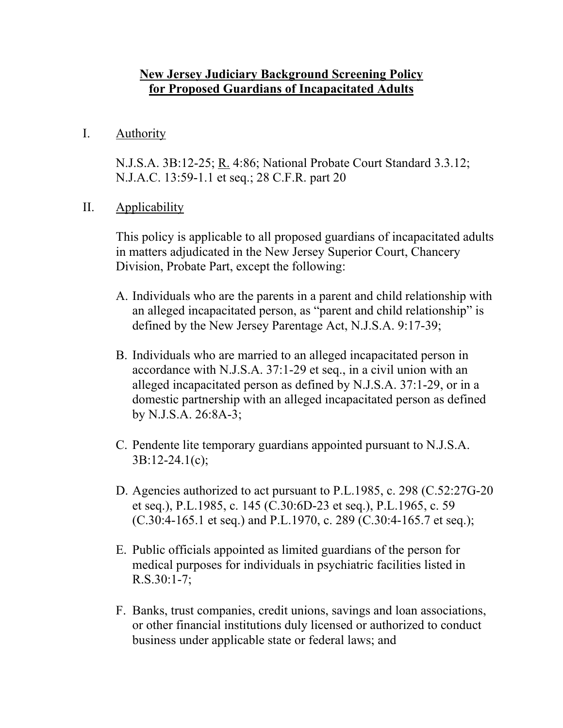# New Jersey Judiciary Background Screening Policy for Proposed Guardians of Incapacitated Adults

## I. Authority

N.J.S.A. 3B:12-25; R. 4:86; National Probate Court Standard 3.3.12; N.J.A.C. 13:59-1.1 et seq.; 28 C.F.R. part 20

## II. Applicability

This policy is applicable to all proposed guardians of incapacitated adults in matters adjudicated in the New Jersey Superior Court, Chancery Division, Probate Part, except the following:

A. Individuals who are the parents in a parent and child relationship with an alleged incapacitated person, as "parent and child relationship" is defined by the New Jersey Parentage Act, N.J.S.A. 9:17-39;

B. Individuals who are married to an alleged incapacitated person in accordance with N.J.S.A. 37:1-29 et seq., in a civil union with an alleged incapacitated person as defined by N.J.S.A. 37:1-29, or in a domestic partnership with an alleged incapacitated person as defined by N.J.S.A. 26:8A-3;

C. Pendente lite temporary guardians appointed pursuant to N.J.S.A. 3B:12-24.1(c);

D. Agencies authorized to act pursuant to P.L.1985, c. 298 (C.52:27G-20 et seq.), P.L.1985, c. 145 (C.30:6D-23 et seq.), P.L.1965, c. 59 (C.30:4-165.1 et seq.) and P.L.1970, c. 289 (C.30:4-165.7 et seq.);

E. Public officials appointed as limited guardians of the person for medical purposes for individuals in psychiatric facilities listed in R.S.30:1-7;

F. Banks, trust companies, credit unions, savings and loan associations, or other financial institutions duly licensed or authorized to conduct business under applicable state or federal laws; and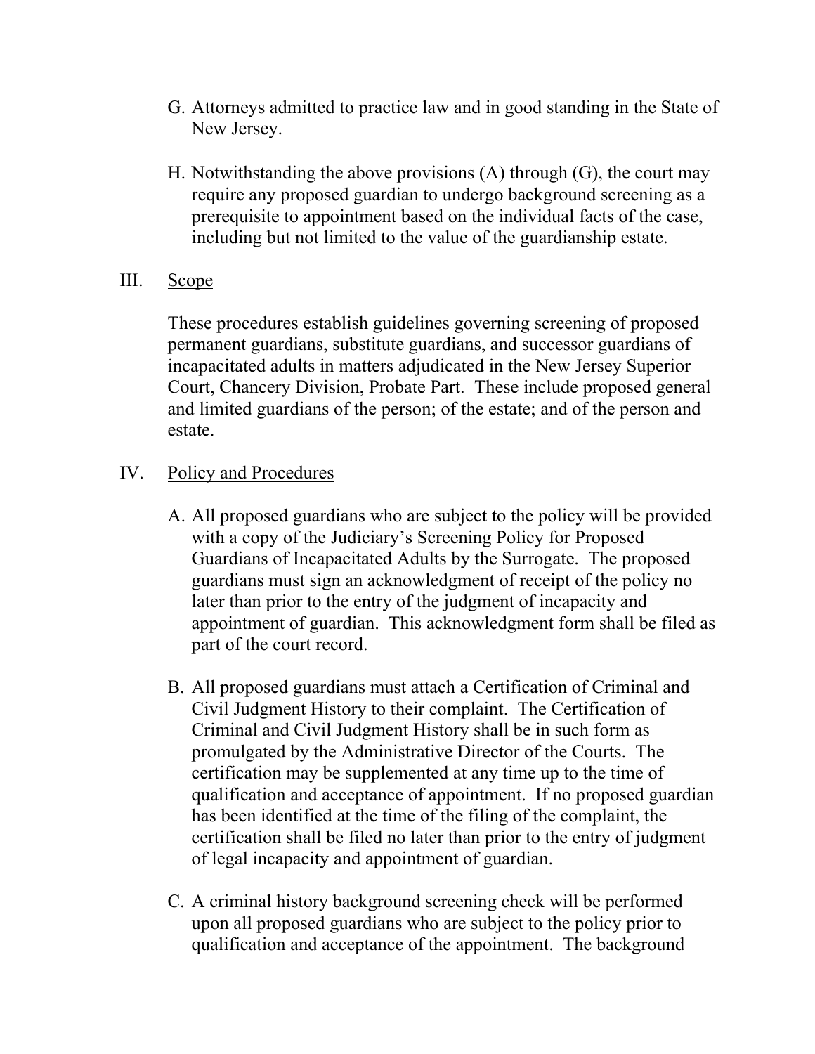G. Attorneys admitted to practice law and in good standing in the State of New Jersey.

H. Notwithstanding the above provisions (A) through (G), the court may require any proposed guardian to undergo background screening as a prerequisite to appointment based on the individual facts of the case, including but not limited to the value of the guardianship estate.

## III. Scope

These procedures establish guidelines governing screening of proposed permanent guardians, substitute guardians, and successor guardians of incapacitated adults in matters adjudicated in the New Jersey Superior Court, Chancery Division, Probate Part. These include proposed general and limited guardians of the person; of the estate; and of the person and estate.

## IV. Policy and Procedures

A. All proposed guardians who are subject to the policy will be provided with a copy of the Judiciary's Screening Policy for Proposed Guardians of Incapacitated Adults by the Surrogate. The proposed guardians must sign an acknowledgment of receipt of the policy no later than prior to the entry of the judgment of incapacity and appointment of guardian. This acknowledgment form shall be filed as part of the court record.

B. All proposed guardians must attach a Certification of Criminal and Civil Judgment History to their complaint. The Certification of Criminal and Civil Judgment History shall be in such form as promulgated by the Administrative Director of the Courts. The certification may be supplemented at any time up to the time of qualification and acceptance of appointment. If no proposed guardian has been identified at the time of the filing of the complaint, the certification shall be filed no later than prior to the entry of judgment of legal incapacity and appointment of guardian.

C. A criminal history background screening check will be performed upon all proposed guardians who are subject to the policy prior to qualification and acceptance of the appointment. The background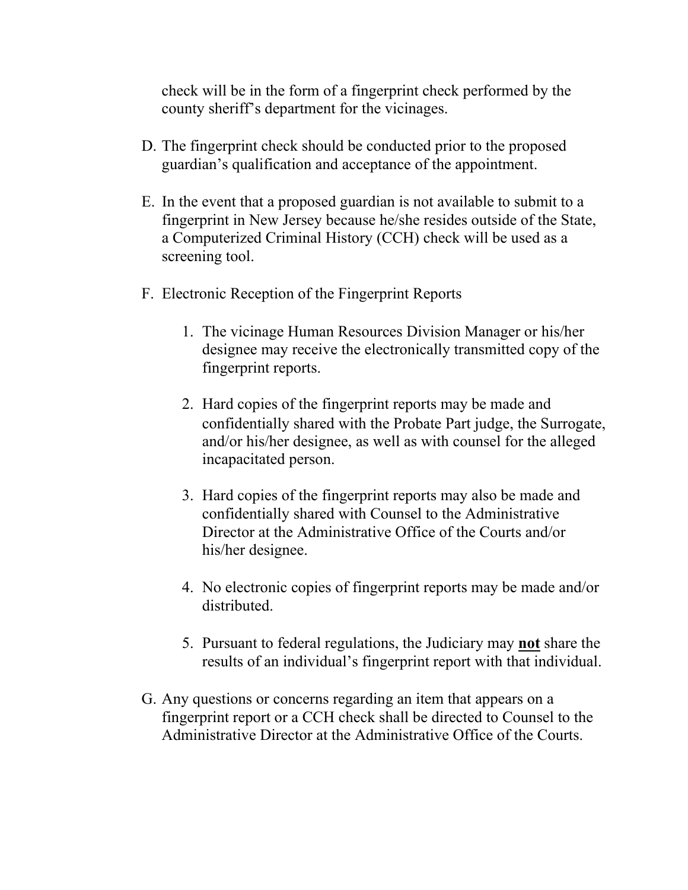check will be in the form of a fingerprint check performed by the county sheriff's department for the vicinages.

D. The fingerprint check should be conducted prior to the proposed guardian's qualification and acceptance of the appointment.

E. In the event that a proposed guardian is not available to submit to a fingerprint in New Jersey because he/she resides outside of the State, a Computerized Criminal History (CCH) check will be used as a screening tool.

F. Electronic Reception of the Fingerprint Reports

   1. The vicinage Human Resources Division Manager or his/her designee may receive the electronically transmitted copy of the fingerprint reports.

   2. Hard copies of the fingerprint reports may be made and confidentially shared with the Probate Part judge, the Surrogate, and/or his/her designee, as well as with counsel for the alleged incapacitated person.

   3. Hard copies of the fingerprint reports may also be made and confidentially shared with Counsel to the Administrative Director at the Administrative Office of the Courts and/or his/her designee.

   4. No electronic copies of fingerprint reports may be made and/or distributed.

   5. Pursuant to federal regulations, the Judiciary may **not** share the results of an individual's fingerprint report with that individual.

G. Any questions or concerns regarding an item that appears on a fingerprint report or a CCH check shall be directed to Counsel to the Administrative Director at the Administrative Office of the Courts.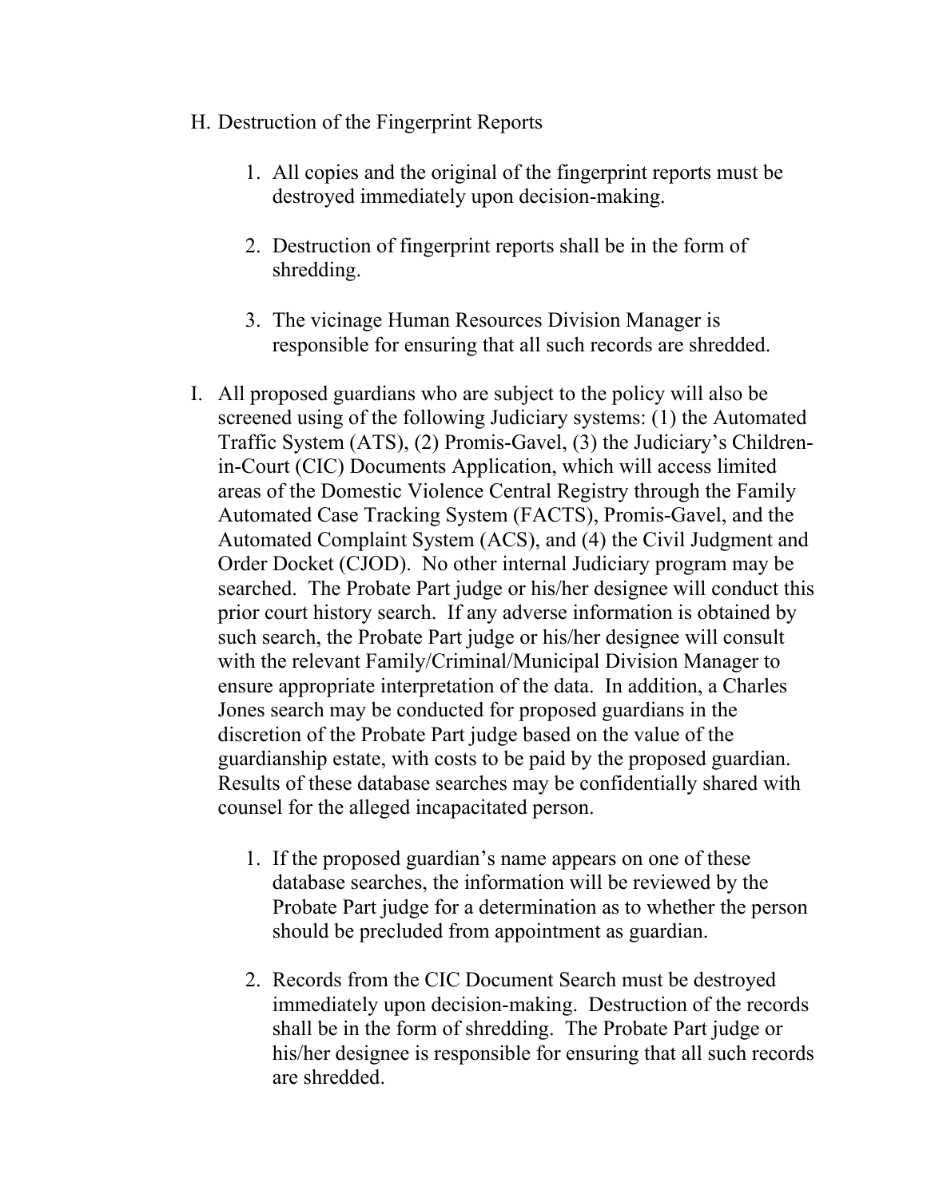H. Destruction of the Fingerprint Reports

    1. All copies and the original of the fingerprint reports must be destroyed immediately upon decision-making.

    2. Destruction of fingerprint reports shall be in the form of shredding.

    3. The vicinage Human Resources Division Manager is responsible for ensuring that all such records are shredded.

I. All proposed guardians who are subject to the policy will also be screened using of the following Judiciary systems: (1) the Automated Traffic System (ATS), (2) Promis-Gavel, (3) the Judiciary's Children-in-Court (CIC) Documents Application, which will access limited areas of the Domestic Violence Central Registry through the Family Automated Case Tracking System (FACTS), Promis-Gavel, and the Automated Complaint System (ACS), and (4) the Civil Judgment and Order Docket (CJOD). No other internal Judiciary program may be searched. The Probate Part judge or his/her designee will conduct this prior court history search. If any adverse information is obtained by such search, the Probate Part judge or his/her designee will consult with the relevant Family/Criminal/Municipal Division Manager to ensure appropriate interpretation of the data. In addition, a Charles Jones search may be conducted for proposed guardians in the discretion of the Probate Part judge based on the value of the guardianship estate, with costs to be paid by the proposed guardian. Results of these database searches may be confidentially shared with counsel for the alleged incapacitated person.

    1. If the proposed guardian's name appears on one of these database searches, the information will be reviewed by the Probate Part judge for a determination as to whether the person should be precluded from appointment as guardian.

    2. Records from the CIC Document Search must be destroyed immediately upon decision-making. Destruction of the records shall be in the form of shredding. The Probate Part judge or his/her designee is responsible for ensuring that all such records are shredded.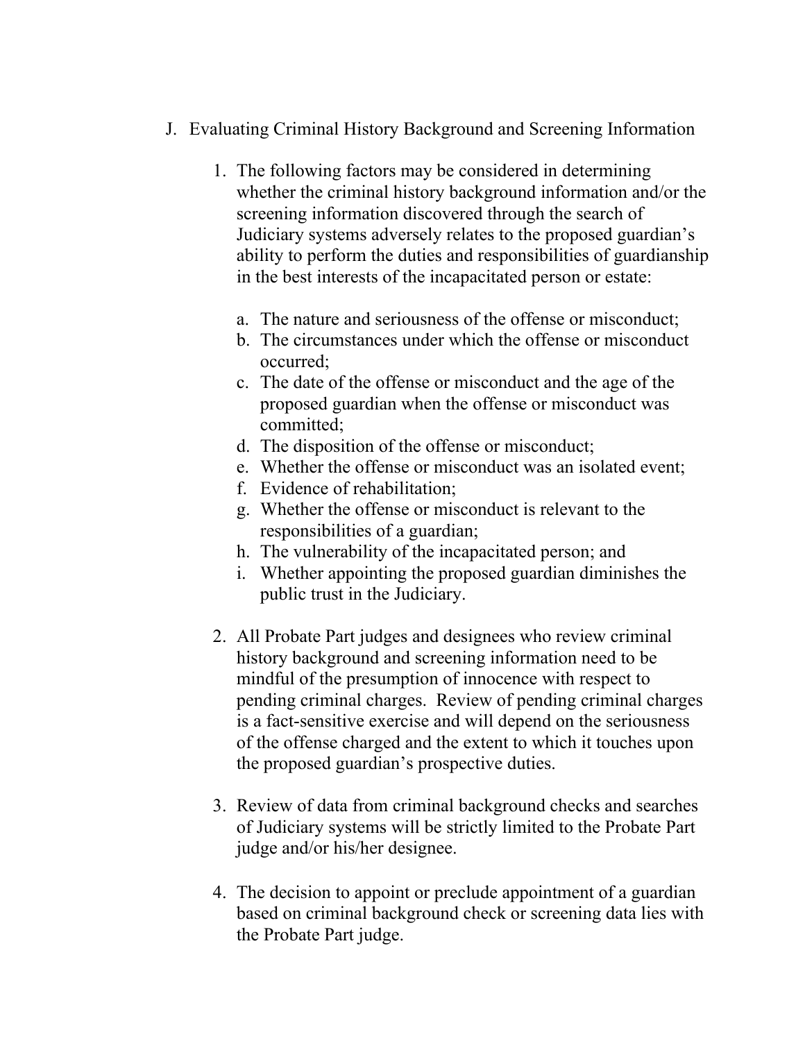## J. Evaluating Criminal History Background and Screening Information

1. The following factors may be considered in determining whether the criminal history background information and/or the screening information discovered through the search of Judiciary systems adversely relates to the proposed guardian's ability to perform the duties and responsibilities of guardianship in the best interests of the incapacitated person or estate:

   a. The nature and seriousness of the offense or misconduct;
   b. The circumstances under which the offense or misconduct occurred;
   c. The date of the offense or misconduct and the age of the proposed guardian when the offense or misconduct was committed;
   d. The disposition of the offense or misconduct;
   e. Whether the offense or misconduct was an isolated event;
   f. Evidence of rehabilitation;
   g. Whether the offense or misconduct is relevant to the responsibilities of a guardian;
   h. The vulnerability of the incapacitated person; and
   i. Whether appointing the proposed guardian diminishes the public trust in the Judiciary.

2. All Probate Part judges and designees who review criminal history background and screening information need to be mindful of the presumption of innocence with respect to pending criminal charges. Review of pending criminal charges is a fact-sensitive exercise and will depend on the seriousness of the offense charged and the extent to which it touches upon the proposed guardian's prospective duties.

3. Review of data from criminal background checks and searches of Judiciary systems will be strictly limited to the Probate Part judge and/or his/her designee.

4. The decision to appoint or preclude appointment of a guardian based on criminal background check or screening data lies with the Probate Part judge.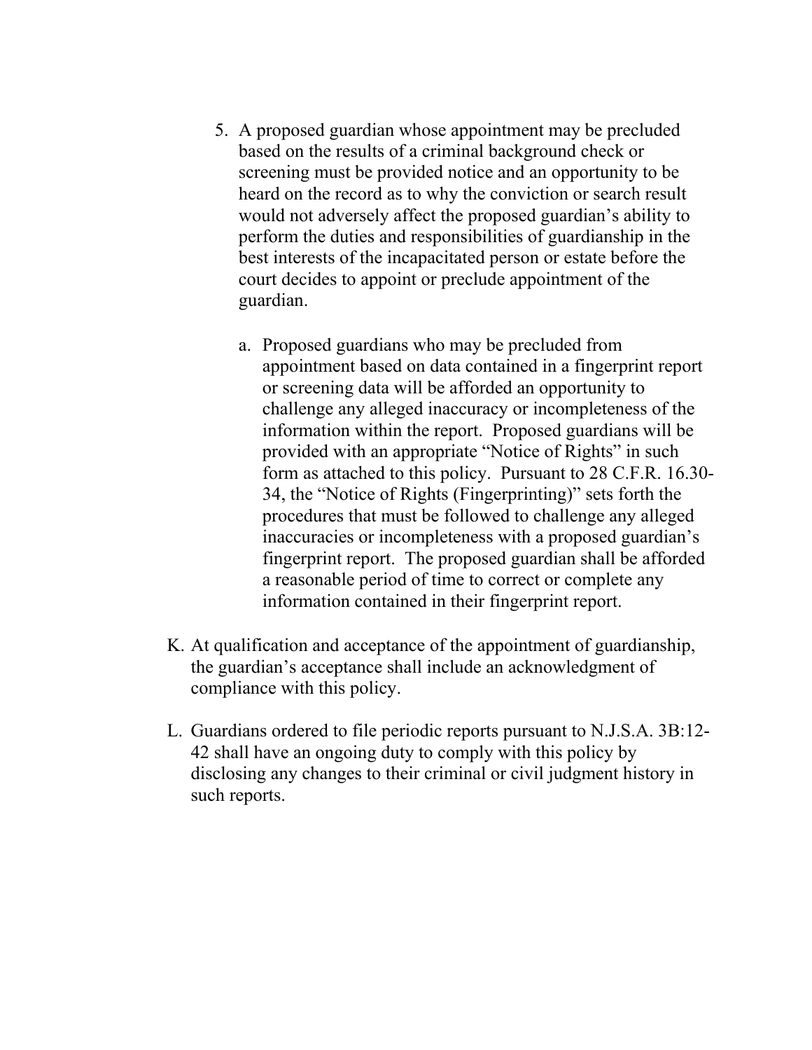5. A proposed guardian whose appointment may be precluded based on the results of a criminal background check or screening must be provided notice and an opportunity to be heard on the record as to why the conviction or search result would not adversely affect the proposed guardian's ability to perform the duties and responsibilities of guardianship in the best interests of the incapacitated person or estate before the court decides to appoint or preclude appointment of the guardian.

    a. Proposed guardians who may be precluded from appointment based on data contained in a fingerprint report or screening data will be afforded an opportunity to challenge any alleged inaccuracy or incompleteness of the information within the report. Proposed guardians will be provided with an appropriate "Notice of Rights" in such form as attached to this policy. Pursuant to 28 C.F.R. 16.30-34, the "Notice of Rights (Fingerprinting)" sets forth the procedures that must be followed to challenge any alleged inaccuracies or incompleteness with a proposed guardian's fingerprint report. The proposed guardian shall be afforded a reasonable period of time to correct or complete any information contained in their fingerprint report.

K. At qualification and acceptance of the appointment of guardianship, the guardian's acceptance shall include an acknowledgment of compliance with this policy.

L. Guardians ordered to file periodic reports pursuant to N.J.S.A. 3B:12-42 shall have an ongoing duty to comply with this policy by disclosing any changes to their criminal or civil judgment history in such reports.